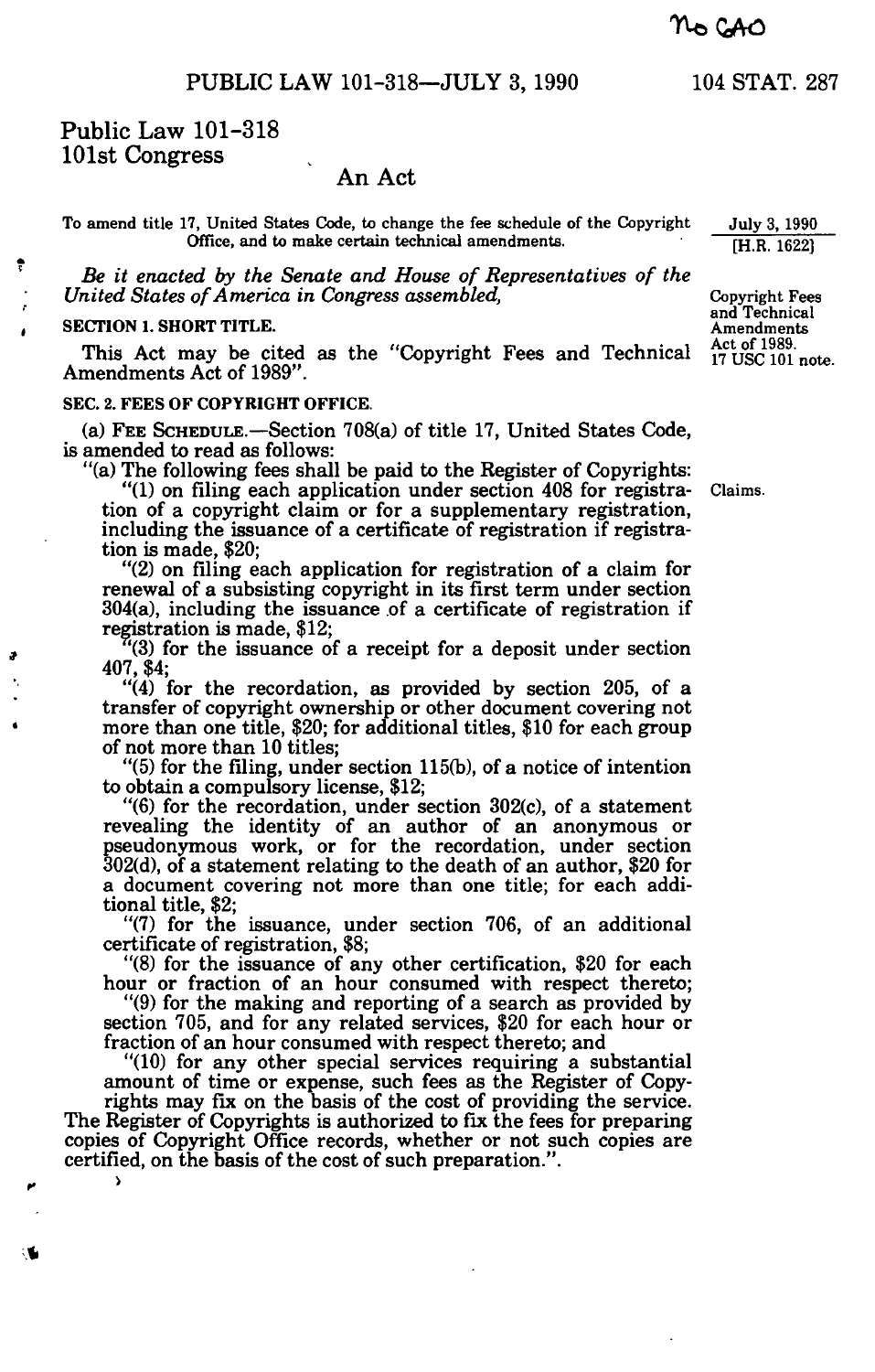No GAO

# Public Law 101-318
## 101st Congress

### An Act

To amend title 17, United States Code, to change the fee schedule of the Copyright Office, and to make certain technical amendments.

July 3, 1990
[H.R. 1622]

*Be it enacted by the Senate and House of Representatives of the United States of America in Congress assembled,*

Copyright Fees and Technical Amendments Act of 1989.
17 USC 101 note.

**SECTION 1. SHORT TITLE.**

This Act may be cited as the "Copyright Fees and Technical Amendments Act of 1989".

**SEC. 2. FEES OF COPYRIGHT OFFICE.**

(a) FEE SCHEDULE.—Section 708(a) of title 17, United States Code, is amended to read as follows:

"(a) The following fees shall be paid to the Register of Copyrights:

Claims.

"(1) on filing each application under section 408 for registration of a copyright claim or for a supplementary registration, including the issuance of a certificate of registration if registration is made, $20;

"(2) on filing each application for registration of a claim for renewal of a subsisting copyright in its first term under section 304(a), including the issuance of a certificate of registration if registration is made, $12;

"(3) for the issuance of a receipt for a deposit under section 407, $4;

"(4) for the recordation, as provided by section 205, of a transfer of copyright ownership or other document covering not more than one title, $20; for additional titles, $10 for each group of not more than 10 titles;

"(5) for the filing, under section 115(b), of a notice of intention to obtain a compulsory license, $12;

"(6) for the recordation, under section 302(c), of a statement revealing the identity of an author of an anonymous or pseudonymous work, or for the recordation, under section 302(d), of a statement relating to the death of an author, $20 for a document covering not more than one title; for each additional title, $2;

"(7) for the issuance, under section 706, of an additional certificate of registration, $8;

"(8) for the issuance of any other certification, $20 for each hour or fraction of an hour consumed with respect thereto;

"(9) for the making and reporting of a search as provided by section 705, and for any related services, $20 for each hour or fraction of an hour consumed with respect thereto; and

"(10) for any other special services requiring a substantial amount of time or expense, such fees as the Register of Copyrights may fix on the basis of the cost of providing the service.

The Register of Copyrights is authorized to fix the fees for preparing copies of Copyright Office records, whether or not such copies are certified, on the basis of the cost of such preparation.".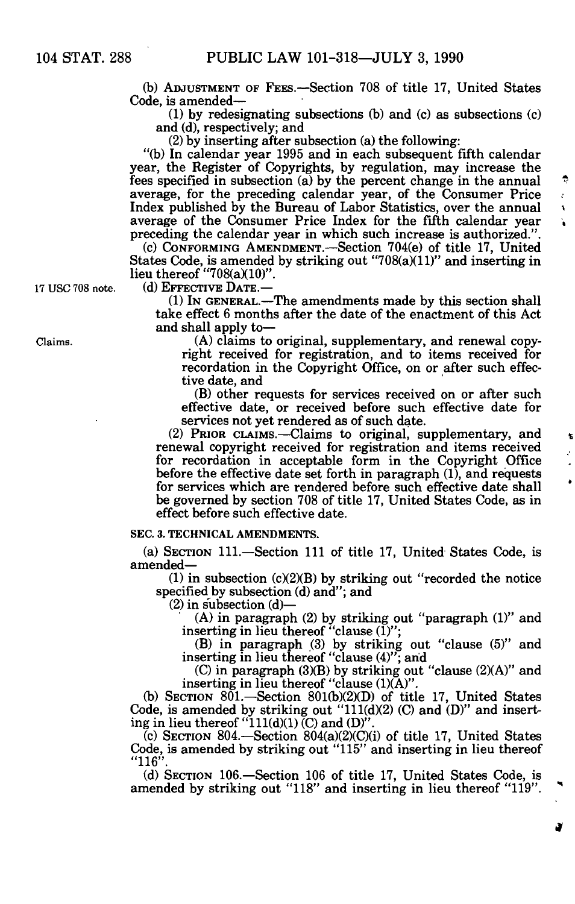(b) ADJUSTMENT OF FEES.—Section 708 of title 17, United States Code, is amended—

(1) by redesignating subsections (b) and (c) as subsections (c) and (d), respectively; and

(2) by inserting after subsection (a) the following:

"(b) In calendar year 1995 and in each subsequent fifth calendar year, the Register of Copyrights, by regulation, may increase the fees specified in subsection (a) by the percent change in the annual average, for the preceding calendar year, of the Consumer Price Index published by the Bureau of Labor Statistics, over the annual average of the Consumer Price Index for the fifth calendar year preceding the calendar year in which such increase is authorized.".

(c) CONFORMING AMENDMENT.—Section 704(e) of title 17, United States Code, is amended by striking out "708(a)(11)" and inserting in lieu thereof "708(a)(10)".

17 USC 708 note.

(d) EFFECTIVE DATE.—

(1) IN GENERAL.—The amendments made by this section shall take effect 6 months after the date of the enactment of this Act and shall apply to—

Claims.

(A) claims to original, supplementary, and renewal copyright received for registration, and to items received for recordation in the Copyright Office, on or after such effective date, and

(B) other requests for services received on or after such effective date, or received before such effective date for services not yet rendered as of such date.

(2) PRIOR CLAIMS.—Claims to original, supplementary, and renewal copyright received for registration and items received for recordation in acceptable form in the Copyright Office before the effective date set forth in paragraph (1), and requests for services which are rendered before such effective date shall be governed by section 708 of title 17, United States Code, as in effect before such effective date.

## SEC. 3. TECHNICAL AMENDMENTS.

(a) SECTION 111.—Section 111 of title 17, United States Code, is amended—

(1) in subsection (c)(2)(B) by striking out "recorded the notice specified by subsection (d) and"; and

(2) in subsection (d)—

(A) in paragraph (2) by striking out "paragraph (1)" and inserting in lieu thereof "clause (1)";

(B) in paragraph (3) by striking out "clause (5)" and inserting in lieu thereof "clause (4)"; and

(C) in paragraph (3)(B) by striking out "clause (2)(A)" and inserting in lieu thereof "clause (1)(A)".

(b) SECTION 801.—Section 801(b)(2)(D) of title 17, United States Code, is amended by striking out "111(d)(2) (C) and (D)" and inserting in lieu thereof "111(d)(1) (C) and (D)".

(c) SECTION 804.—Section 804(a)(2)(C)(i) of title 17, United States Code, is amended by striking out "115" and inserting in lieu thereof "116".

(d) SECTION 106.—Section 106 of title 17, United States Code, is amended by striking out "118" and inserting in lieu thereof "119".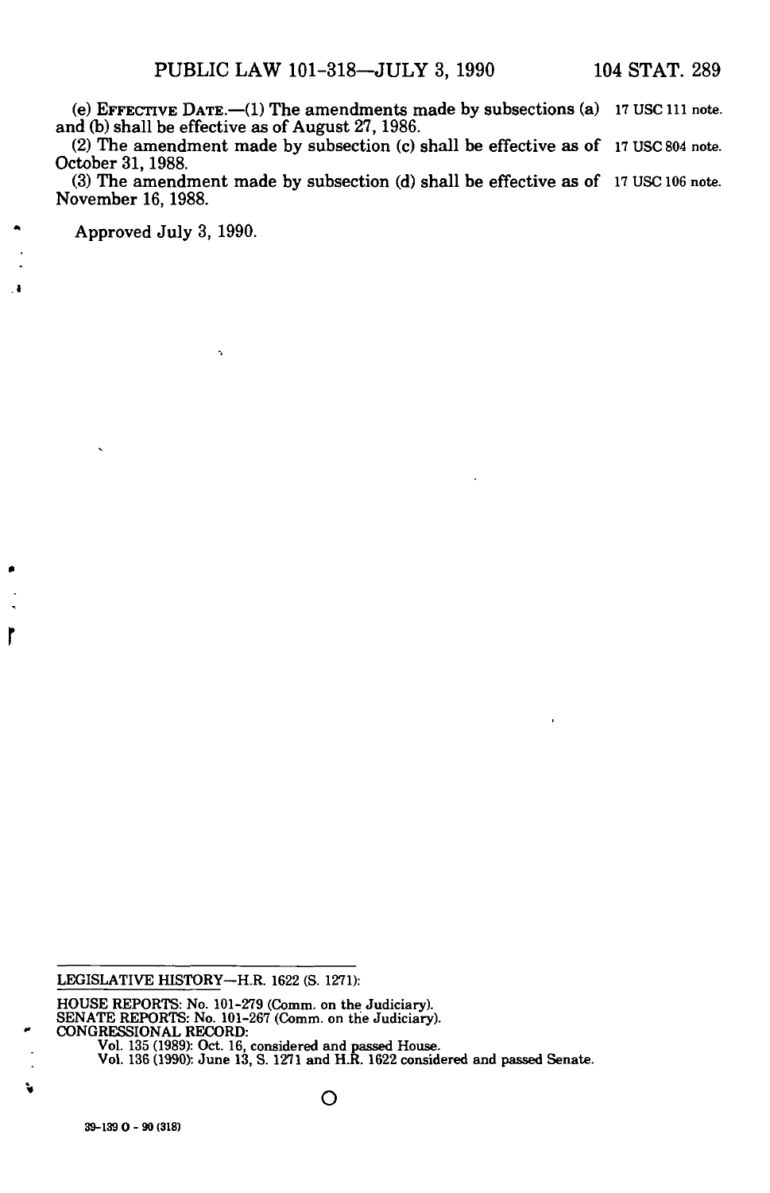(e) EFFECTIVE DATE.—(1) The amendments made by subsections (a) and (b) shall be effective as of August 27, 1986.

17 USC 111 note.

(2) The amendment made by subsection (c) shall be effective as of October 31, 1988.

17 USC 804 note.

(3) The amendment made by subsection (d) shall be effective as of November 16, 1988.

17 USC 106 note.

Approved July 3, 1990.

---

LEGISLATIVE HISTORY—H.R. 1622 (S. 1271):

HOUSE REPORTS: No. 101-279 (Comm. on the Judiciary).
SENATE REPORTS: No. 101-267 (Comm. on the Judiciary).
CONGRESSIONAL RECORD:
Vol. 135 (1989): Oct. 16, considered and passed House.
Vol. 136 (1990): June 13, S. 1271 and H.R. 1622 considered and passed Senate.

O

39-139 O - 90 (318)